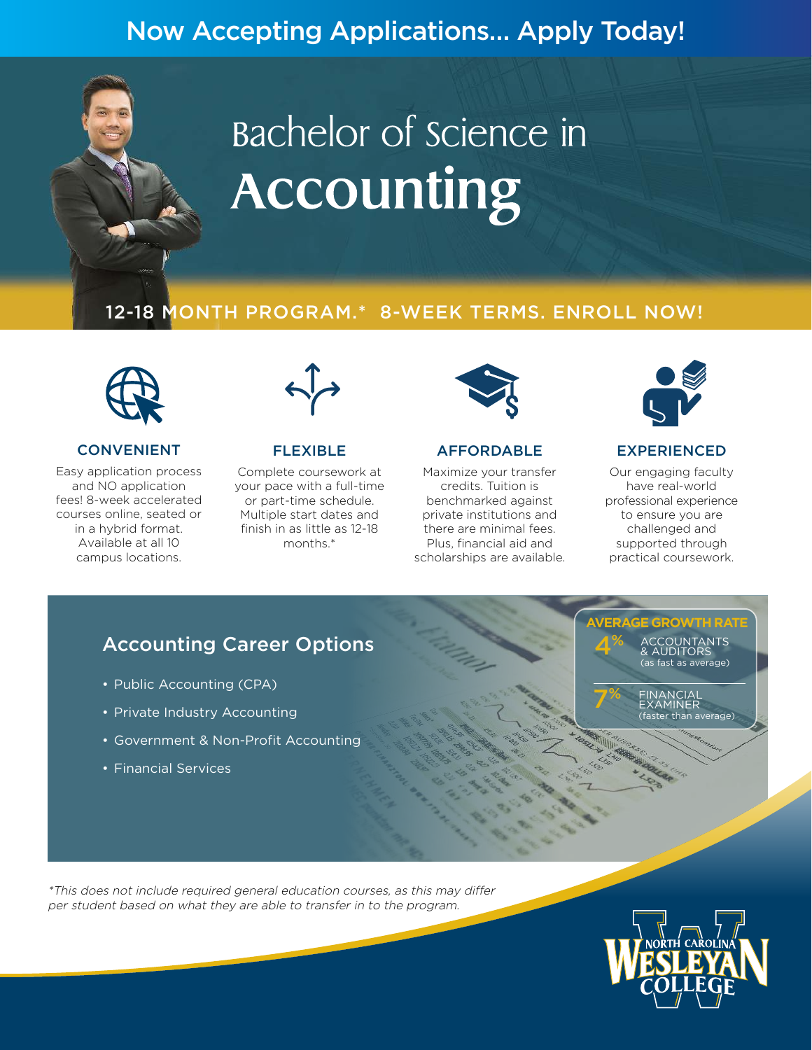Now Accepting Applications... Apply Today!

# Bachelor of Science in Accounting

## 12-18 MONTH PROGRAM.* 8-WEEK TERMS. ENROLL NOW!

### CONVENIENT

Easy application process and NO application fees! 8-week accelerated courses online, seated or in a hybrid format. Available at all 10 campus locations.

### FLEXIBLE

Complete coursework at your pace with a full-time or part-time schedule. Multiple start dates and finish in as little as 12-18 months.*

### AFFORDABLE

Maximize your transfer credits. Tuition is benchmarked against private institutions and there are minimal fees. Plus, financial aid and scholarships are available.

### EXPERIENCED

Our engaging faculty have real-world professional experience to ensure you are challenged and supported through practical coursework.

## Accounting Career Options

- Public Accounting (CPA)
- Private Industry Accounting
- Government & Non-Profit Accounting
- Financial Services

**AVERAGE GROWTH RATE**

4% ACCOUNTANTS & AUDITORS (as fast as average)

7% FINANCIAL EXAMINER (faster than average)

*This does not include required general education courses, as this may differ per student based on what they are able to transfer in to the program.*

NORTH CAROLINA WESLEYAN COLLEGE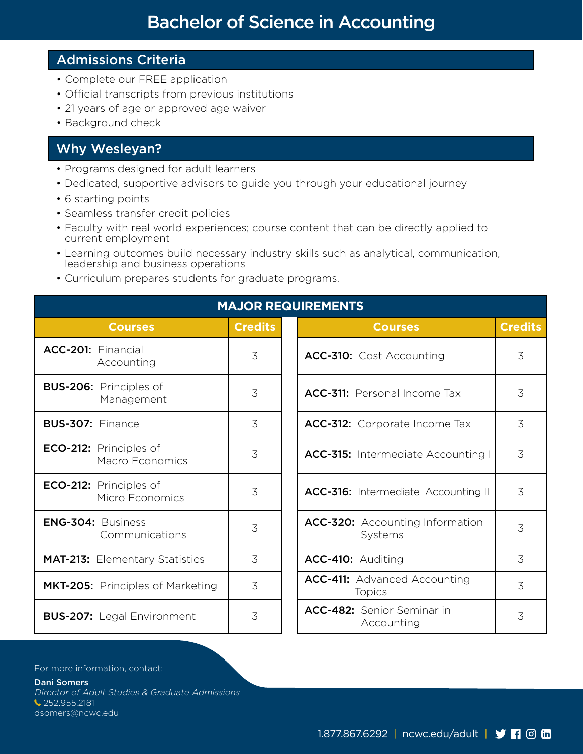# Bachelor of Science in Accounting

## Admissions Criteria

- Complete our FREE application
- Official transcripts from previous institutions
- 21 years of age or approved age waiver
- Background check

## Why Wesleyan?

- Programs designed for adult learners
- Dedicated, supportive advisors to guide you through your educational journey
- 6 starting points
- Seamless transfer credit policies
- Faculty with real world experiences; course content that can be directly applied to current employment
- Learning outcomes build necessary industry skills such as analytical, communication, leadership and business operations
- Curriculum prepares students for graduate programs.

## MAJOR REQUIREMENTS

| Courses | Credits | Courses | Credits |
|---|---|---|---|
| **ACC-201:** Financial Accounting | 3 | **ACC-310:** Cost Accounting | 3 |
| **BUS-206:** Principles of Management | 3 | **ACC-311:** Personal Income Tax | 3 |
| **BUS-307:** Finance | 3 | **ACC-312:** Corporate Income Tax | 3 |
| **ECO-212:** Principles of Macro Economics | 3 | **ACC-315:** Intermediate Accounting I | 3 |
| **ECO-212:** Principles of Micro Economics | 3 | **ACC-316:** Intermediate Accounting II | 3 |
| **ENG-304:** Business Communications | 3 | **ACC-320:** Accounting Information Systems | 3 |
| **MAT-213:** Elementary Statistics | 3 | **ACC-410:** Auditing | 3 |
| **MKT-205:** Principles of Marketing | 3 | **ACC-411:** Advanced Accounting Topics | 3 |
| **BUS-207:** Legal Environment | 3 | **ACC-482:** Senior Seminar in Accounting | 3 |

For more information, contact:

**Dani Somers**
*Director of Adult Studies & Graduate Admissions*
252.955.2181
dsomers@ncwc.edu

1.877.867.6292 | ncwc.edu/adult